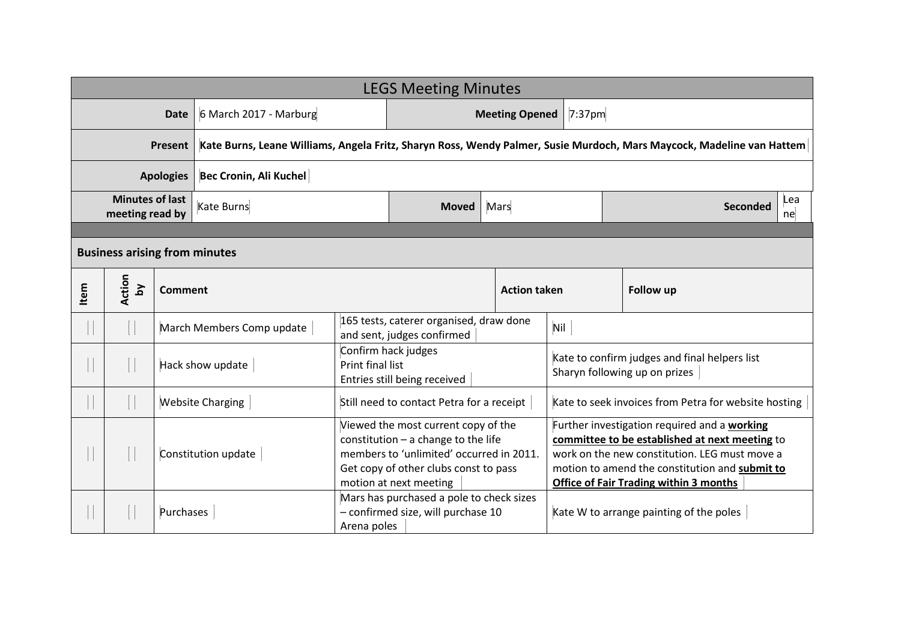# LEGS Meeting Minutes

| | | | | |
|---|---|---|---|---|
| **Date** | 6 March 2017 - Marburg | **Meeting Opened** | 7:37pm | |
| **Present** | **Kate Burns, Leane Williams, Angela Fritz, Sharyn Ross, Wendy Palmer, Susie Murdoch, Mars Maycock, Madeline van Hattem** | | | |
| **Apologies** | **Bec Cronin, Ali Kuchel** | | | |
| **Minutes of last meeting read by** | Kate Burns | **Moved** | Mars | **Seconded** Leane |

## Business arising from minutes

| Item | Action by | Comment | Action taken | Follow up |
|---|---|---|---|---|
| | | March Members Comp update | 165 tests, caterer organised, draw done and sent, judges confirmed | Nil |
| | | Hack show update | Confirm hack judges<br>Print final list<br>Entries still being received | Kate to confirm judges and final helpers list<br>Sharyn following up on prizes |
| | | Website Charging | Still need to contact Petra for a receipt | Kate to seek invoices from Petra for website hosting |
| | | Constitution update | Viewed the most current copy of the constitution – a change to the life members to 'unlimited' occurred in 2011. Get copy of other clubs const to pass motion at next meeting | Further investigation required and a **working committee to be established at next meeting** to work on the new constitution. LEG must move a motion to amend the constitution and **submit to Office of Fair Trading within 3 months** |
| | | Purchases | Mars has purchased a pole to check sizes – confirmed size, will purchase 10 Arena poles | Kate W to arrange painting of the poles |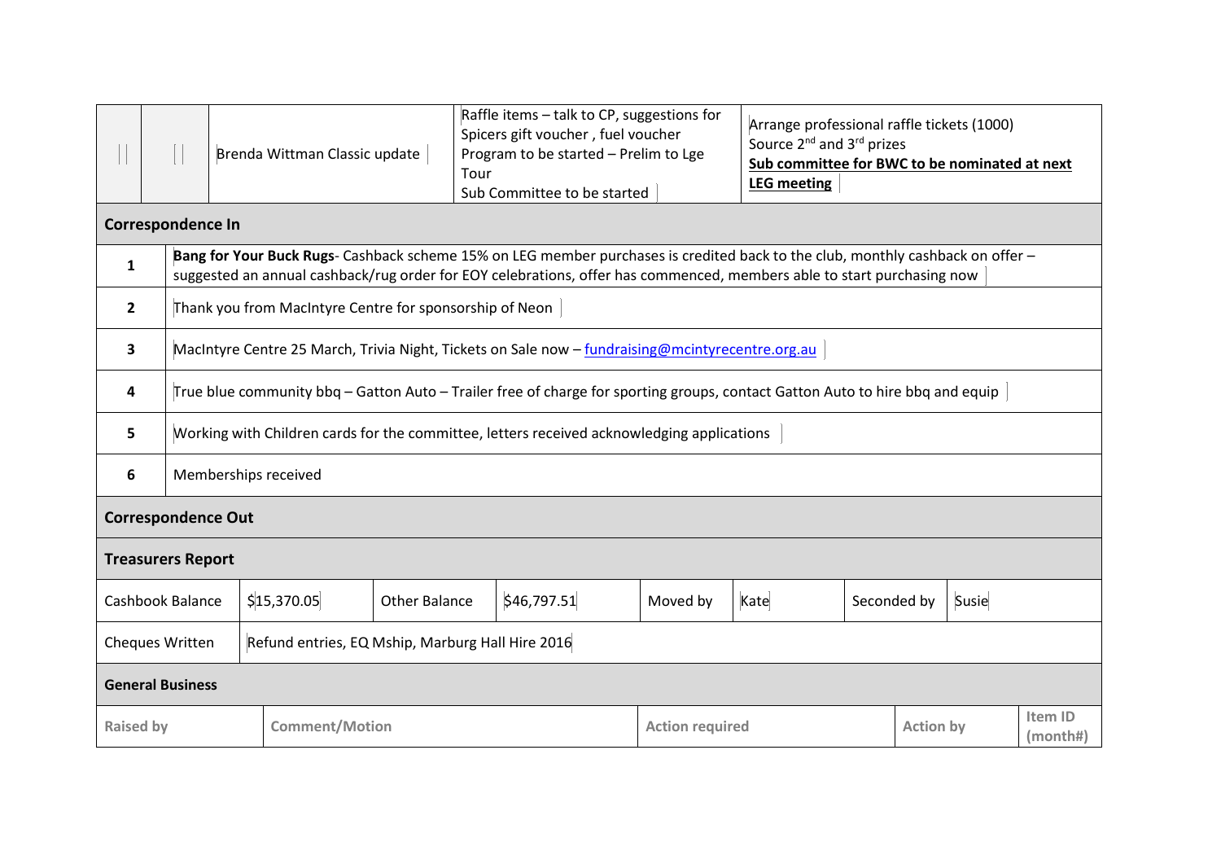|  |  | Brenda Wittman Classic update | Raffle items – talk to CP, suggestions for Spicers gift voucher , fuel voucher<br>Program to be started – Prelim to Lge Tour<br>Sub Committee to be started | Arrange professional raffle tickets (1000)<br>Source 2nd and 3rd prizes<br>**Sub committee for BWC to be nominated at next LEG meeting** |
|---|---|---|---|---|

## Correspondence In

| | |
|---|---|
| 1 | **Bang for Your Buck Rugs**- Cashback scheme 15% on LEG member purchases is credited back to the club, monthly cashback on offer – suggested an annual cashback/rug order for EOY celebrations, offer has commenced, members able to start purchasing now |
| 2 | Thank you from MacIntyre Centre for sponsorship of Neon |
| 3 | MacIntyre Centre 25 March, Trivia Night, Tickets on Sale now – fundraising@mcintyrecentre.org.au |
| 4 | True blue community bbq – Gatton Auto – Trailer free of charge for sporting groups, contact Gatton Auto to hire bbq and equip |
| 5 | Working with Children cards for the committee, letters received acknowledging applications |
| 6 | Memberships received |

## Correspondence Out

## Treasurers Report

| Cashbook Balance | $15,370.05 | Other Balance | $46,797.51 | Moved by | Kate | Seconded by | Susie |
|---|---|---|---|---|---|---|---|
| Cheques Written | Refund entries, EQ Mship, Marburg Hall Hire 2016 | | | | | | |

## General Business

| Raised by | Comment/Motion | Action required | Action by | Item ID (month#) |
|---|---|---|---|---|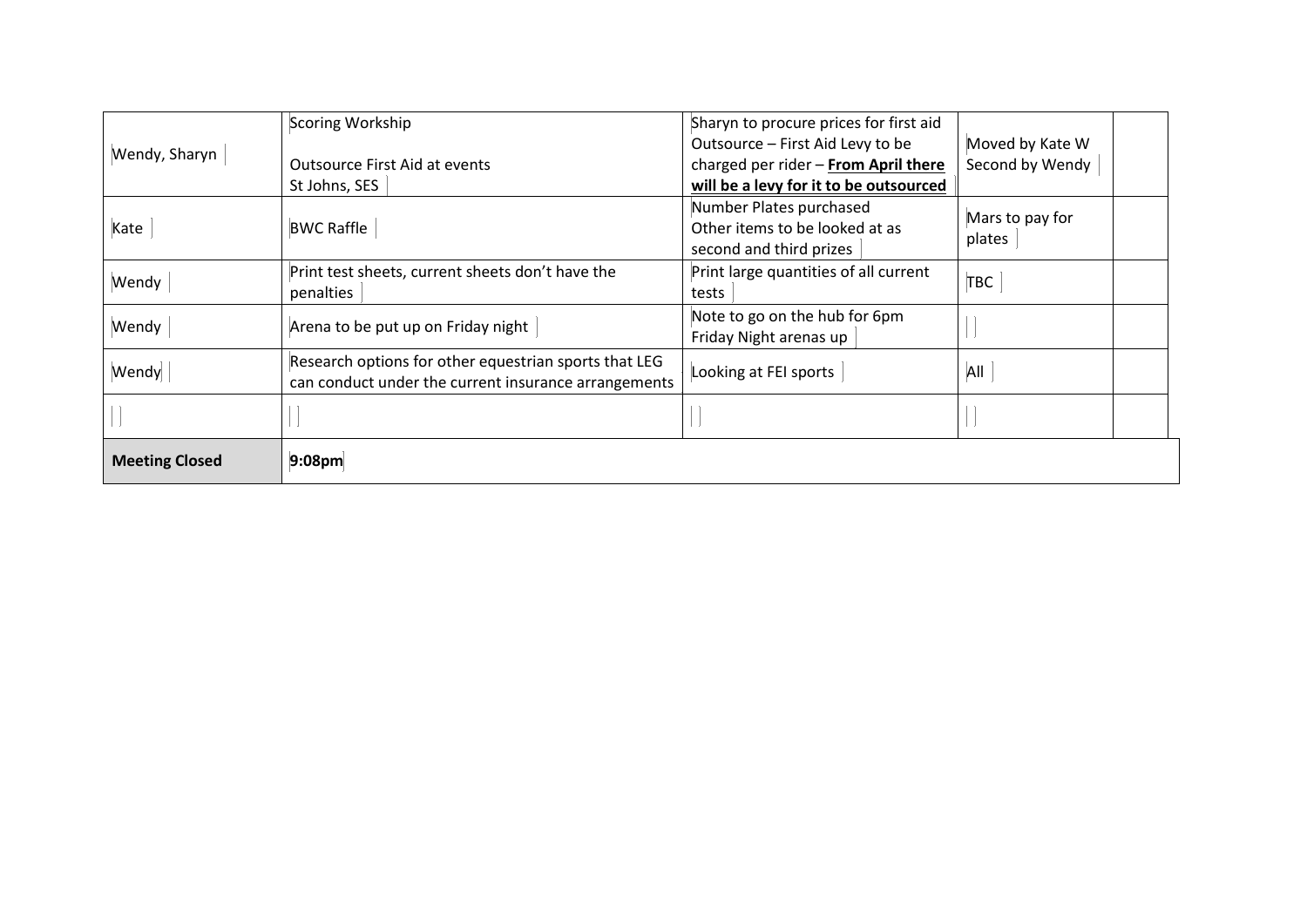| | | | | |
|---|---|---|---|---|
| Wendy, Sharyn | Scoring Workship<br><br>Outsource First Aid at events<br>St Johns, SES | Sharyn to procure prices for first aid<br>Outsource – First Aid Levy to be charged per rider – **<u>From April there will be a levy for it to be outsourced</u>** | Moved by Kate W<br>Second by Wendy | |
| Kate | BWC Raffle | Number Plates purchased<br>Other items to be looked at as second and third prizes | Mars to pay for plates | |
| Wendy | Print test sheets, current sheets don't have the penalties | Print large quantities of all current tests | TBC | |
| Wendy | Arena to be put up on Friday night | Note to go on the hub for 6pm Friday Night arenas up | | |
| Wendy | Research options for other equestrian sports that LEG can conduct under the current insurance arrangements | Looking at FEI sports | All | |
| | | | | |
| **Meeting Closed** | **9:08pm** | | | |